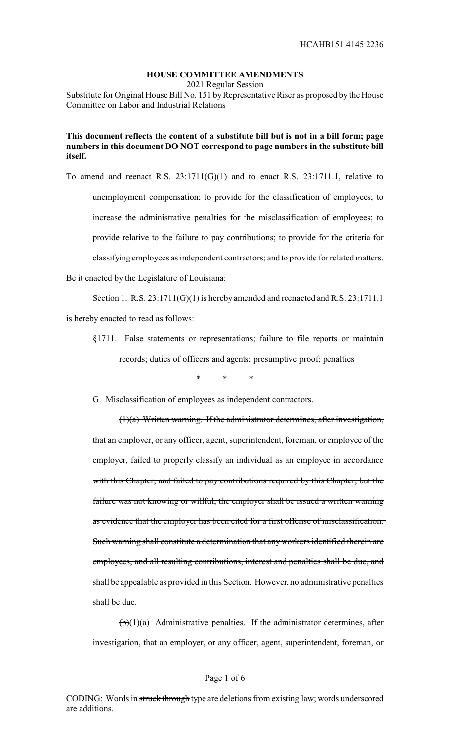**HOUSE COMMITTEE AMENDMENTS**

2021 Regular Session

Substitute for Original House Bill No. 151 by Representative Riser as proposed by the House Committee on Labor and Industrial Relations

**This document reflects the content of a substitute bill but is not in a bill form; page numbers in this document DO NOT correspond to page numbers in the substitute bill itself.**

To amend and reenact R.S. 23:1711(G)(1) and to enact R.S. 23:1711.1, relative to unemployment compensation; to provide for the classification of employees; to increase the administrative penalties for the misclassification of employees; to provide relative to the failure to pay contributions; to provide for the criteria for classifying employees as independent contractors; and to provide for related matters.

Be it enacted by the Legislature of Louisiana:

Section 1. R.S. 23:1711(G)(1) is hereby amended and reenacted and R.S. 23:1711.1 is hereby enacted to read as follows:

§1711. False statements or representations; failure to file reports or maintain records; duties of officers and agents; presumptive proof; penalties

\* \* \*

G. Misclassification of employees as independent contractors.

~~(1)(a) Written warning. If the administrator determines, after investigation, that an employer, or any officer, agent, superintendent, foreman, or employee of the employer, failed to properly classify an individual as an employee in accordance with this Chapter, and failed to pay contributions required by this Chapter, but the failure was not knowing or willful, the employer shall be issued a written warning as evidence that the employer has been cited for a first offense of misclassification. Such warning shall constitute a determination that any workers identified therein are employees, and all resulting contributions, interest and penalties shall be due, and shall be appealable as provided in this Section. However, no administrative penalties shall be due.~~

~~(b)~~<u>(1)(a)</u> Administrative penalties. If the administrator determines, after investigation, that an employer, or any officer, agent, superintendent, foreman, or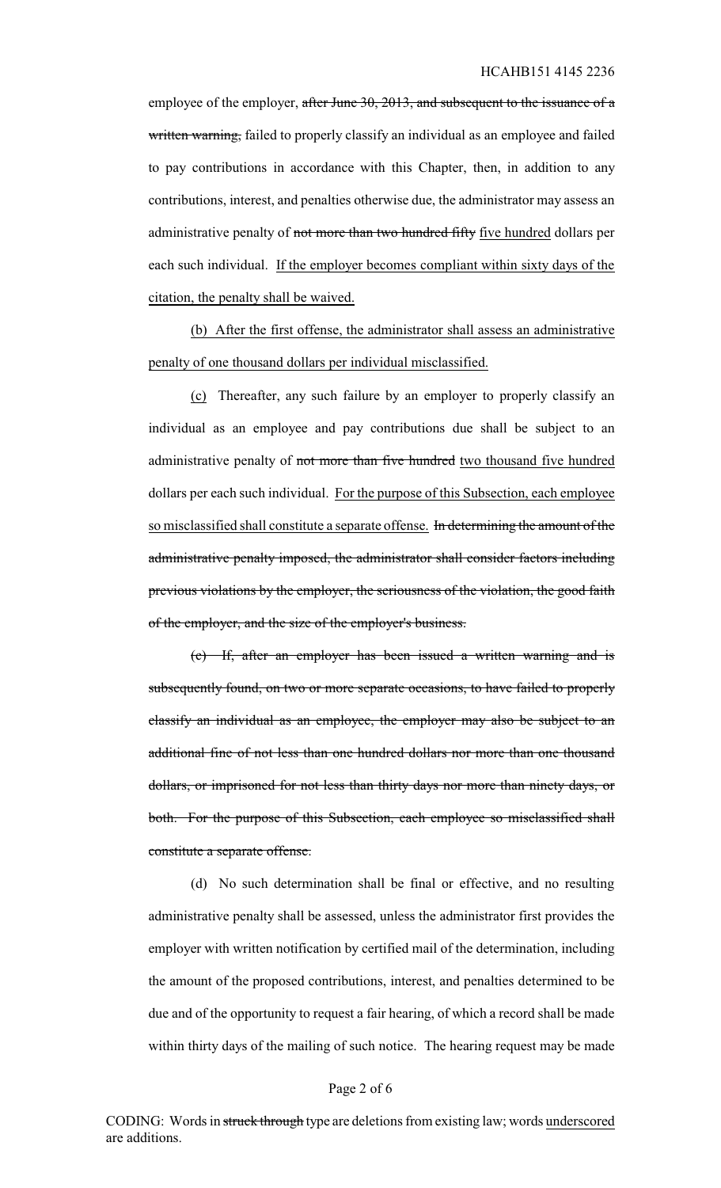employee of the employer, ~~after June 30, 2013, and subsequent to the issuance of a written warning,~~ failed to properly classify an individual as an employee and failed to pay contributions in accordance with this Chapter, then, in addition to any contributions, interest, and penalties otherwise due, the administrator may assess an administrative penalty of ~~not more than two hundred fifty~~ <u>five hundred</u> dollars per each such individual. <u>If the employer becomes compliant within sixty days of the citation, the penalty shall be waived.</u>

<u>(b) After the first offense, the administrator shall assess an administrative penalty of one thousand dollars per individual misclassified.</u>

<u>(c)</u> Thereafter, any such failure by an employer to properly classify an individual as an employee and pay contributions due shall be subject to an administrative penalty of ~~not more than five hundred~~ <u>two thousand five hundred</u> dollars per each such individual. <u>For the purpose of this Subsection, each employee so misclassified shall constitute a separate offense.</u> ~~In determining the amount of the administrative penalty imposed, the administrator shall consider factors including previous violations by the employer, the seriousness of the violation, the good faith of the employer, and the size of the employer's business.~~

~~(c) If, after an employer has been issued a written warning and is subsequently found, on two or more separate occasions, to have failed to properly classify an individual as an employee, the employer may also be subject to an additional fine of not less than one hundred dollars nor more than one thousand dollars, or imprisoned for not less than thirty days nor more than ninety days, or both. For the purpose of this Subsection, each employee so misclassified shall constitute a separate offense.~~

(d) No such determination shall be final or effective, and no resulting administrative penalty shall be assessed, unless the administrator first provides the employer with written notification by certified mail of the determination, including the amount of the proposed contributions, interest, and penalties determined to be due and of the opportunity to request a fair hearing, of which a record shall be made within thirty days of the mailing of such notice. The hearing request may be made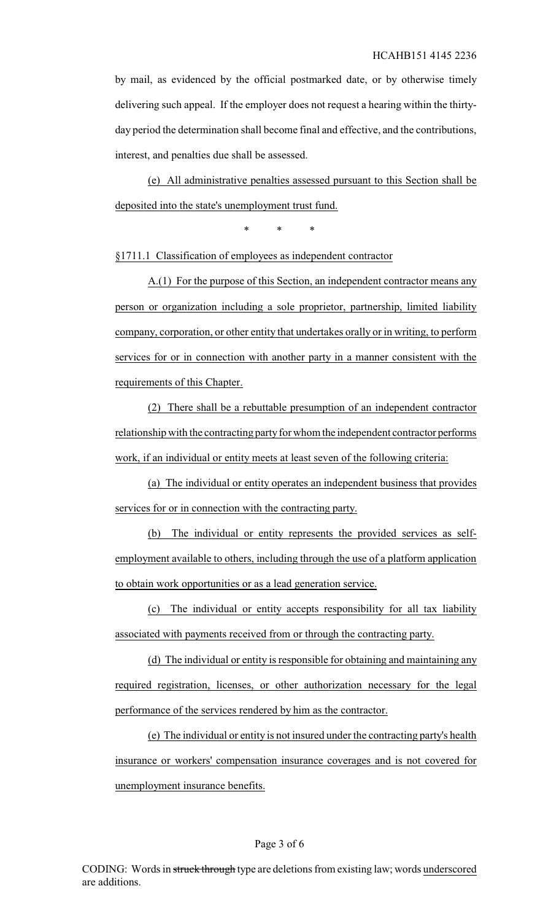by mail, as evidenced by the official postmarked date, or by otherwise timely delivering such appeal. If the employer does not request a hearing within the thirty-day period the determination shall become final and effective, and the contributions, interest, and penalties due shall be assessed.

(e) All administrative penalties assessed pursuant to this Section shall be deposited into the state's unemployment trust fund.

\* \* \*

§1711.1 Classification of employees as independent contractor

A.(1) For the purpose of this Section, an independent contractor means any person or organization including a sole proprietor, partnership, limited liability company, corporation, or other entity that undertakes orally or in writing, to perform services for or in connection with another party in a manner consistent with the requirements of this Chapter.

(2) There shall be a rebuttable presumption of an independent contractor relationship with the contracting party for whom the independent contractor performs work, if an individual or entity meets at least seven of the following criteria:

(a) The individual or entity operates an independent business that provides services for or in connection with the contracting party.

(b) The individual or entity represents the provided services as self-employment available to others, including through the use of a platform application to obtain work opportunities or as a lead generation service.

(c) The individual or entity accepts responsibility for all tax liability associated with payments received from or through the contracting party.

(d) The individual or entity is responsible for obtaining and maintaining any required registration, licenses, or other authorization necessary for the legal performance of the services rendered by him as the contractor.

(e) The individual or entity is not insured under the contracting party's health insurance or workers' compensation insurance coverages and is not covered for unemployment insurance benefits.

CODING: Words in ~~struck through~~ type are deletions from existing law; words underscored are additions.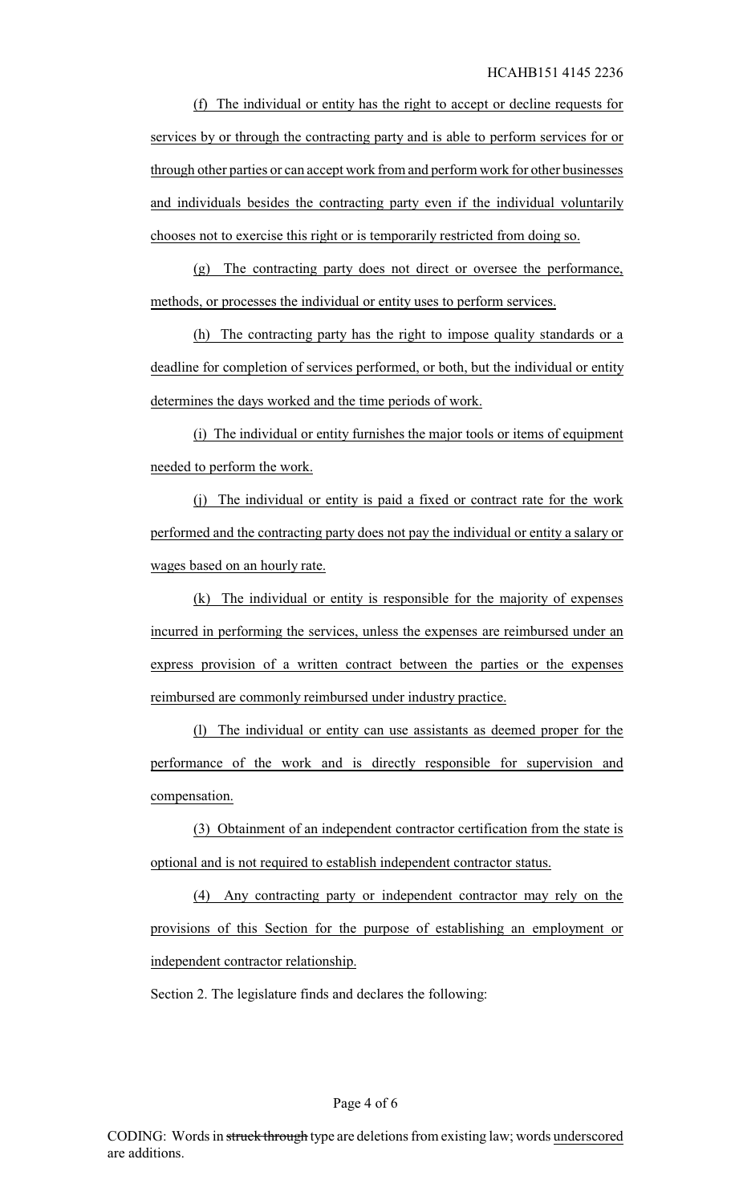(f) The individual or entity has the right to accept or decline requests for services by or through the contracting party and is able to perform services for or through other parties or can accept work from and perform work for other businesses and individuals besides the contracting party even if the individual voluntarily chooses not to exercise this right or is temporarily restricted from doing so.

(g) The contracting party does not direct or oversee the performance, methods, or processes the individual or entity uses to perform services.

(h) The contracting party has the right to impose quality standards or a deadline for completion of services performed, or both, but the individual or entity determines the days worked and the time periods of work.

(i) The individual or entity furnishes the major tools or items of equipment needed to perform the work.

(j) The individual or entity is paid a fixed or contract rate for the work performed and the contracting party does not pay the individual or entity a salary or wages based on an hourly rate.

(k) The individual or entity is responsible for the majority of expenses incurred in performing the services, unless the expenses are reimbursed under an express provision of a written contract between the parties or the expenses reimbursed are commonly reimbursed under industry practice.

(l) The individual or entity can use assistants as deemed proper for the performance of the work and is directly responsible for supervision and compensation.

(3) Obtainment of an independent contractor certification from the state is optional and is not required to establish independent contractor status.

(4) Any contracting party or independent contractor may rely on the provisions of this Section for the purpose of establishing an employment or independent contractor relationship.

Section 2. The legislature finds and declares the following:

CODING: Words in ~~struck through~~ type are deletions from existing law; words underscored are additions.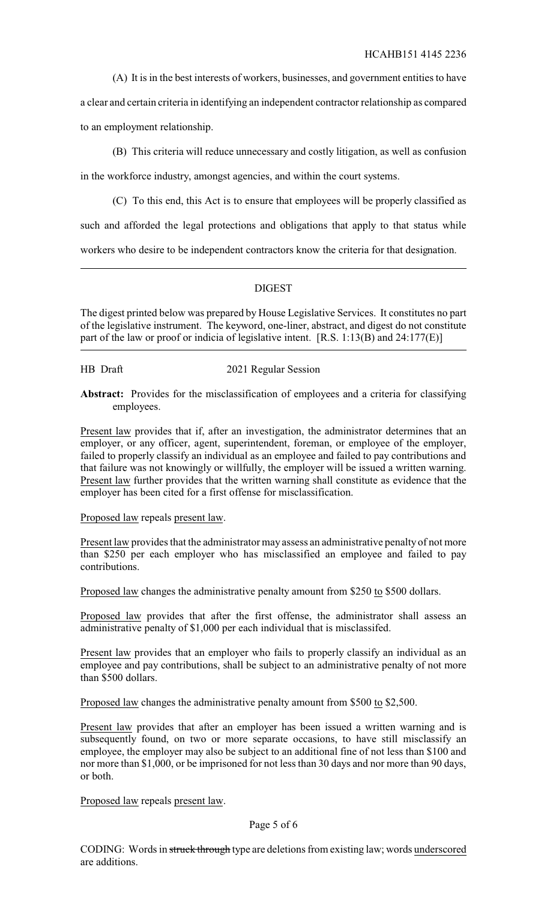(A) It is in the best interests of workers, businesses, and government entities to have a clear and certain criteria in identifying an independent contractor relationship as compared to an employment relationship.

(B) This criteria will reduce unnecessary and costly litigation, as well as confusion in the workforce industry, amongst agencies, and within the court systems.

(C) To this end, this Act is to ensure that employees will be properly classified as such and afforded the legal protections and obligations that apply to that status while workers who desire to be independent contractors know the criteria for that designation.

---

## DIGEST

The digest printed below was prepared by House Legislative Services. It constitutes no part of the legislative instrument. The keyword, one-liner, abstract, and digest do not constitute part of the law or proof or indicia of legislative intent. [R.S. 1:13(B) and 24:177(E)]

---

HB Draft 2021 Regular Session

**Abstract:** Provides for the misclassification of employees and a criteria for classifying employees.

Present law provides that if, after an investigation, the administrator determines that an employer, or any officer, agent, superintendent, foreman, or employee of the employer, failed to properly classify an individual as an employee and failed to pay contributions and that failure was not knowingly or willfully, the employer will be issued a written warning. Present law further provides that the written warning shall constitute as evidence that the employer has been cited for a first offense for misclassification.

Proposed law repeals present law.

Present law provides that the administrator may assess an administrative penalty of not more than $250 per each employer who has misclassified an employee and failed to pay contributions.

Proposed law changes the administrative penalty amount from $250 to $500 dollars.

Proposed law provides that after the first offense, the administrator shall assess an administrative penalty of $1,000 per each individual that is misclassifed.

Present law provides that an employer who fails to properly classify an individual as an employee and pay contributions, shall be subject to an administrative penalty of not more than $500 dollars.

Proposed law changes the administrative penalty amount from $500 to $2,500.

Present law provides that after an employer has been issued a written warning and is subsequently found, on two or more separate occasions, to have still misclassify an employee, the employer may also be subject to an additional fine of not less than $100 and nor more than $1,000, or be imprisoned for not less than 30 days and nor more than 90 days, or both.

Proposed law repeals present law.

CODING: Words in ~~struck through~~ type are deletions from existing law; words underscored are additions.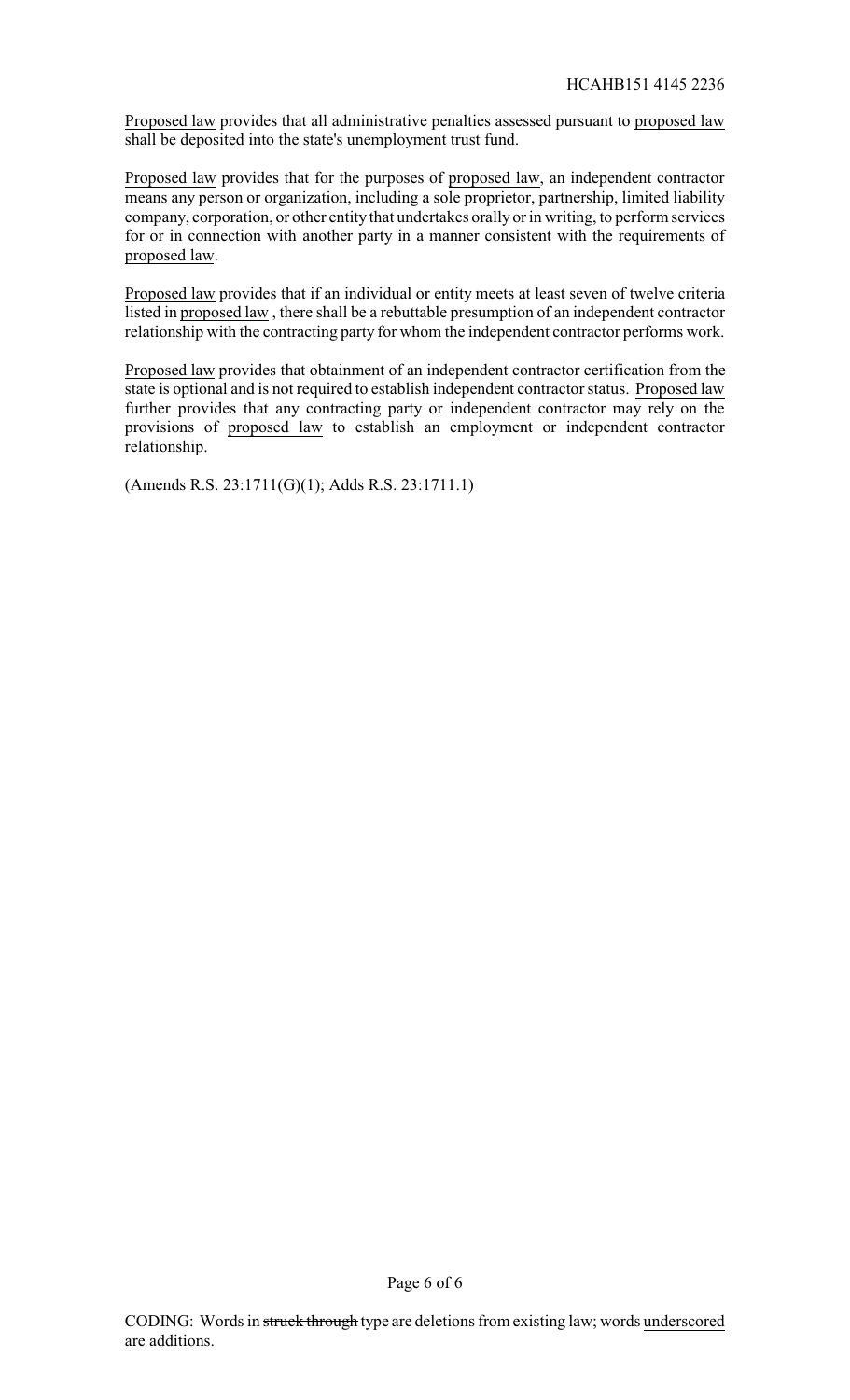Proposed law provides that all administrative penalties assessed pursuant to proposed law shall be deposited into the state's unemployment trust fund.

Proposed law provides that for the purposes of proposed law, an independent contractor means any person or organization, including a sole proprietor, partnership, limited liability company, corporation, or other entity that undertakes orally or in writing, to perform services for or in connection with another party in a manner consistent with the requirements of proposed law.

Proposed law provides that if an individual or entity meets at least seven of twelve criteria listed in proposed law , there shall be a rebuttable presumption of an independent contractor relationship with the contracting party for whom the independent contractor performs work.

Proposed law provides that obtainment of an independent contractor certification from the state is optional and is not required to establish independent contractor status. Proposed law further provides that any contracting party or independent contractor may rely on the provisions of proposed law to establish an employment or independent contractor relationship.

(Amends R.S. 23:1711(G)(1); Adds R.S. 23:1711.1)

CODING: Words in ~~struck through~~ type are deletions from existing law; words underscored are additions.